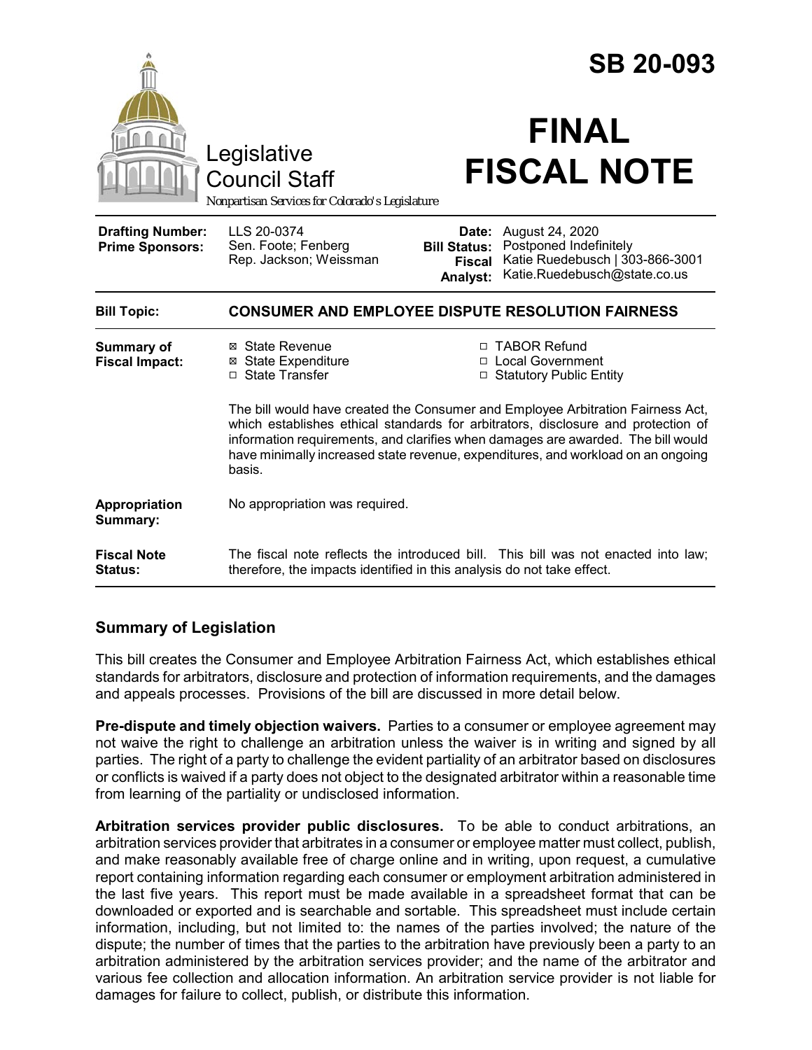# SB 20-093

Legislative Council Staff

*Nonpartisan Services for Colorado's Legislature*

# FINAL FISCAL NOTE

| | | | |
|---|---|---|---|
| **Drafting Number:** | LLS 20-0374 | **Date:** | August 24, 2020 |
| **Prime Sponsors:** | Sen. Foote; Fenberg<br>Rep. Jackson; Weissman | **Bill Status:** | Postponed Indefinitely |
| | | **Fiscal Analyst:** | Katie Ruedebusch \| 303-866-3001<br>Katie.Ruedebusch@state.co.us |

| | |
|---|---|
| **Bill Topic:** | **CONSUMER AND EMPLOYEE DISPUTE RESOLUTION FAIRNESS** |
| **Summary of Fiscal Impact:** | ☒ State Revenue<br>☒ State Expenditure<br>☐ State Transfer<br>☐ TABOR Refund<br>☐ Local Government<br>☐ Statutory Public Entity<br><br>The bill would have created the Consumer and Employee Arbitration Fairness Act, which establishes ethical standards for arbitrators, disclosure and protection of information requirements, and clarifies when damages are awarded. The bill would have minimally increased state revenue, expenditures, and workload on an ongoing basis. |
| **Appropriation Summary:** | No appropriation was required. |
| **Fiscal Note Status:** | The fiscal note reflects the introduced bill. This bill was not enacted into law; therefore, the impacts identified in this analysis do not take effect. |

## Summary of Legislation

This bill creates the Consumer and Employee Arbitration Fairness Act, which establishes ethical standards for arbitrators, disclosure and protection of information requirements, and the damages and appeals processes. Provisions of the bill are discussed in more detail below.

**Pre-dispute and timely objection waivers.** Parties to a consumer or employee agreement may not waive the right to challenge an arbitration unless the waiver is in writing and signed by all parties. The right of a party to challenge the evident partiality of an arbitrator based on disclosures or conflicts is waived if a party does not object to the designated arbitrator within a reasonable time from learning of the partiality or undisclosed information.

**Arbitration services provider public disclosures.** To be able to conduct arbitrations, an arbitration services provider that arbitrates in a consumer or employee matter must collect, publish, and make reasonably available free of charge online and in writing, upon request, a cumulative report containing information regarding each consumer or employment arbitration administered in the last five years. This report must be made available in a spreadsheet format that can be downloaded or exported and is searchable and sortable. This spreadsheet must include certain information, including, but not limited to: the names of the parties involved; the nature of the dispute; the number of times that the parties to the arbitration have previously been a party to an arbitration administered by the arbitration services provider; and the name of the arbitrator and various fee collection and allocation information. An arbitration service provider is not liable for damages for failure to collect, publish, or distribute this information.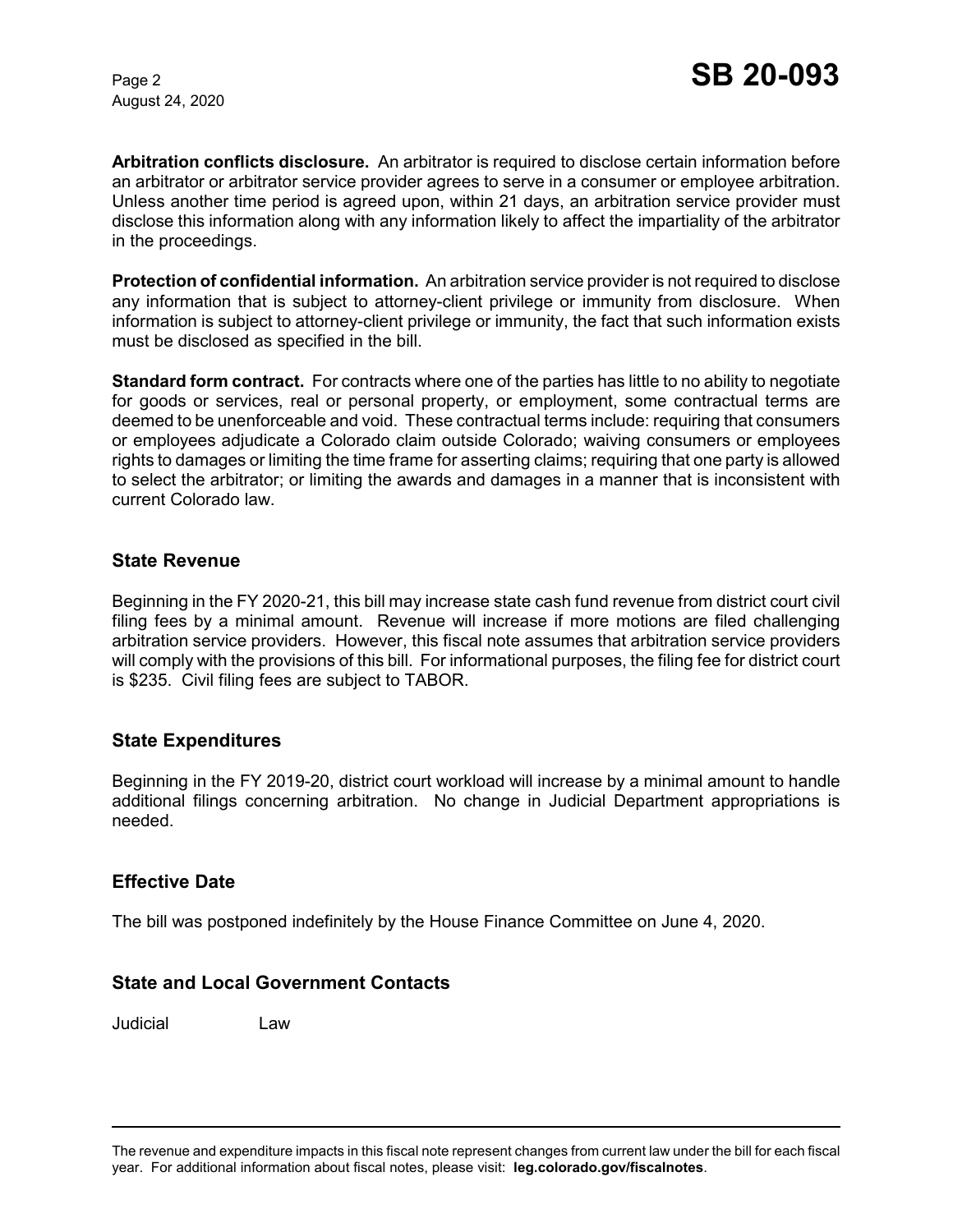**Arbitration conflicts disclosure.** An arbitrator is required to disclose certain information before an arbitrator or arbitrator service provider agrees to serve in a consumer or employee arbitration. Unless another time period is agreed upon, within 21 days, an arbitration service provider must disclose this information along with any information likely to affect the impartiality of the arbitrator in the proceedings.

**Protection of confidential information.** An arbitration service provider is not required to disclose any information that is subject to attorney-client privilege or immunity from disclosure. When information is subject to attorney-client privilege or immunity, the fact that such information exists must be disclosed as specified in the bill.

**Standard form contract.** For contracts where one of the parties has little to no ability to negotiate for goods or services, real or personal property, or employment, some contractual terms are deemed to be unenforceable and void. These contractual terms include: requiring that consumers or employees adjudicate a Colorado claim outside Colorado; waiving consumers or employees rights to damages or limiting the time frame for asserting claims; requiring that one party is allowed to select the arbitrator; or limiting the awards and damages in a manner that is inconsistent with current Colorado law.

## State Revenue

Beginning in the FY 2020-21, this bill may increase state cash fund revenue from district court civil filing fees by a minimal amount. Revenue will increase if more motions are filed challenging arbitration service providers. However, this fiscal note assumes that arbitration service providers will comply with the provisions of this bill. For informational purposes, the filing fee for district court is $235. Civil filing fees are subject to TABOR.

## State Expenditures

Beginning in the FY 2019-20, district court workload will increase by a minimal amount to handle additional filings concerning arbitration. No change in Judicial Department appropriations is needed.

## Effective Date

The bill was postponed indefinitely by the House Finance Committee on June 4, 2020.

## State and Local Government Contacts

Judicial Law

The revenue and expenditure impacts in this fiscal note represent changes from current law under the bill for each fiscal year. For additional information about fiscal notes, please visit: **leg.colorado.gov/fiscalnotes**.